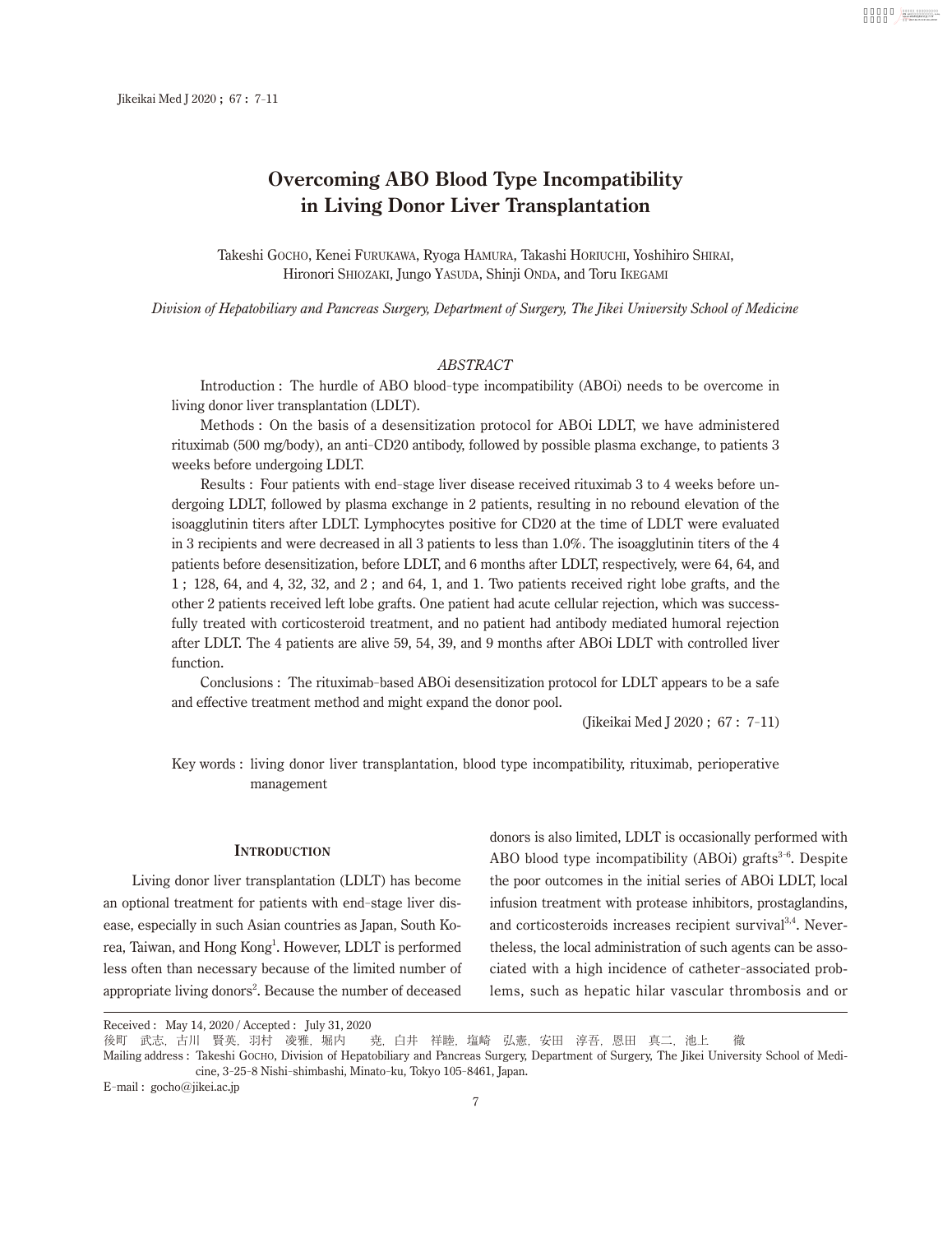# Overcoming ABO Blood Type Incompatibility in Living Donor Liver Transplantation

Takeshi Gocho, Kenei Furukawa, Ryoga Hamura, Takashi Horiuchi, Yoshihiro Shirai, Hironori Shiozaki, Jungo Yasuda, Shinji Onda, and Toru Ikegami

*Division of Hepatobiliary and Pancreas Surgery, Department of Surgery, The Jikei University School of Medicine*

## ABSTRACT

Introduction : The hurdle of ABO blood-type incompatibility (ABOi) needs to be overcome in living donor liver transplantation (LDLT).

Methods : On the basis of a desensitization protocol for ABOi LDLT, we have administered rituximab (500 mg/body), an anti-CD20 antibody, followed by possible plasma exchange, to patients 3 weeks before undergoing LDLT.

Results : Four patients with end-stage liver disease received rituximab 3 to 4 weeks before undergoing LDLT, followed by plasma exchange in 2 patients, resulting in no rebound elevation of the isoagglutinin titers after LDLT. Lymphocytes positive for CD20 at the time of LDLT were evaluated in 3 recipients and were decreased in all 3 patients to less than 1.0%. The isoagglutinin titers of the 4 patients before desensitization, before LDLT, and 6 months after LDLT, respectively, were 64, 64, and 1 ; 128, 64, and 4, 32, 32, and 2 ; and 64, 1, and 1. Two patients received right lobe grafts, and the other 2 patients received left lobe grafts. One patient had acute cellular rejection, which was successfully treated with corticosteroid treatment, and no patient had antibody mediated humoral rejection after LDLT. The 4 patients are alive 59, 54, 39, and 9 months after ABOi LDLT with controlled liver function.

Conclusions : The rituximab-based ABOi desensitization protocol for LDLT appears to be a safe and effective treatment method and might expand the donor pool.

(Jikeikai Med J 2020 ; 67 : 7-11)

Key words : living donor liver transplantation, blood type incompatibility, rituximab, perioperative management

## Introduction

Living donor liver transplantation (LDLT) has become an optional treatment for patients with end-stage liver disease, especially in such Asian countries as Japan, South Korea, Taiwan, and Hong Kong[1]. However, LDLT is performed less often than necessary because of the limited number of appropriate living donors[2]. Because the number of deceased donors is also limited, LDLT is occasionally performed with ABO blood type incompatibility (ABOi) grafts[3-6]. Despite the poor outcomes in the initial series of ABOi LDLT, local infusion treatment with protease inhibitors, prostaglandins, and corticosteroids increases recipient survival[3,4]. Nevertheless, the local administration of such agents can be associated with a high incidence of catheter-associated problems, such as hepatic hilar vascular thrombosis and or

Received : May 14, 2020 / Accepted : July 31, 2020

後町 武志，古川 賢英，羽村 凌雅，堀内 尭，白井 祥睦，塩崎 弘憲，安田 淳吾，恩田 真二，池上 徹

Mailing address : Takeshi Gocho, Division of Hepatobiliary and Pancreas Surgery, Department of Surgery, The Jikei University School of Medicine, 3-25-8 Nishi-shimbashi, Minato-ku, Tokyo 105-8461, Japan.

E-mail : gocho@jikei.ac.jp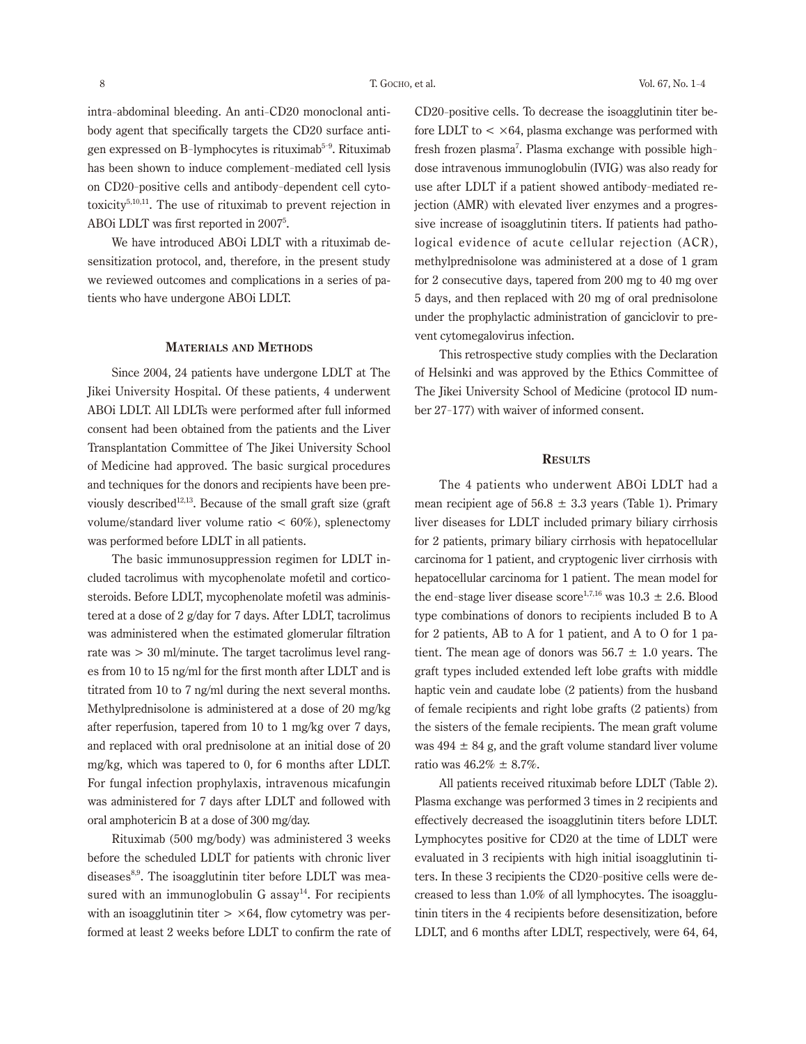intra-abdominal bleeding. An anti-CD20 monoclonal antibody agent that specifically targets the CD20 surface antigen expressed on B-lymphocytes is rituximab[5-9]. Rituximab has been shown to induce complement-mediated cell lysis on CD20-positive cells and antibody-dependent cell cytotoxicity[5,10,11]. The use of rituximab to prevent rejection in ABOi LDLT was first reported in 2007[5].

We have introduced ABOi LDLT with a rituximab desensitization protocol, and, therefore, in the present study we reviewed outcomes and complications in a series of patients who have undergone ABOi LDLT.

## Materials and Methods

Since 2004, 24 patients have undergone LDLT at The Jikei University Hospital. Of these patients, 4 underwent ABOi LDLT. All LDLTs were performed after full informed consent had been obtained from the patients and the Liver Transplantation Committee of The Jikei University School of Medicine had approved. The basic surgical procedures and techniques for the donors and recipients have been previously described[12,13]. Because of the small graft size (graft volume/standard liver volume ratio < 60%), splenectomy was performed before LDLT in all patients.

The basic immunosuppression regimen for LDLT included tacrolimus with mycophenolate mofetil and corticosteroids. Before LDLT, mycophenolate mofetil was administered at a dose of 2 g/day for 7 days. After LDLT, tacrolimus was administered when the estimated glomerular filtration rate was > 30 ml/minute. The target tacrolimus level ranges from 10 to 15 ng/ml for the first month after LDLT and is titrated from 10 to 7 ng/ml during the next several months. Methylprednisolone is administered at a dose of 20 mg/kg after reperfusion, tapered from 10 to 1 mg/kg over 7 days, and replaced with oral prednisolone at an initial dose of 20 mg/kg, which was tapered to 0, for 6 months after LDLT. For fungal infection prophylaxis, intravenous micafungin was administered for 7 days after LDLT and followed with oral amphotericin B at a dose of 300 mg/day.

Rituximab (500 mg/body) was administered 3 weeks before the scheduled LDLT for patients with chronic liver diseases[8,9]. The isoagglutinin titer before LDLT was measured with an immunoglobulin G assay[14]. For recipients with an isoagglutinin titer > ×64, flow cytometry was performed at least 2 weeks before LDLT to confirm the rate of CD20-positive cells. To decrease the isoagglutinin titer before LDLT to < ×64, plasma exchange was performed with fresh frozen plasma[7]. Plasma exchange with possible high-dose intravenous immunoglobulin (IVIG) was also ready for use after LDLT if a patient showed antibody-mediated rejection (AMR) with elevated liver enzymes and a progressive increase of isoagglutinin titers. If patients had pathological evidence of acute cellular rejection (ACR), methylprednisolone was administered at a dose of 1 gram for 2 consecutive days, tapered from 200 mg to 40 mg over 5 days, and then replaced with 20 mg of oral prednisolone under the prophylactic administration of ganciclovir to prevent cytomegalovirus infection.

This retrospective study complies with the Declaration of Helsinki and was approved by the Ethics Committee of The Jikei University School of Medicine (protocol ID number 27-177) with waiver of informed consent.

## Results

The 4 patients who underwent ABOi LDLT had a mean recipient age of 56.8 ± 3.3 years (Table 1). Primary liver diseases for LDLT included primary biliary cirrhosis for 2 patients, primary biliary cirrhosis with hepatocellular carcinoma for 1 patient, and cryptogenic liver cirrhosis with hepatocellular carcinoma for 1 patient. The mean model for the end-stage liver disease score[1,7,16] was 10.3 ± 2.6. Blood type combinations of donors to recipients included B to A for 2 patients, AB to A for 1 patient, and A to O for 1 patient. The mean age of donors was 56.7 ± 1.0 years. The graft types included extended left lobe grafts with middle haptic vein and caudate lobe (2 patients) from the husband of female recipients and right lobe grafts (2 patients) from the sisters of the female recipients. The mean graft volume was 494 ± 84 g, and the graft volume standard liver volume ratio was 46.2% ± 8.7%.

All patients received rituximab before LDLT (Table 2). Plasma exchange was performed 3 times in 2 recipients and effectively decreased the isoagglutinin titers before LDLT. Lymphocytes positive for CD20 at the time of LDLT were evaluated in 3 recipients with high initial isoagglutinin titers. In these 3 recipients the CD20-positive cells were decreased to less than 1.0% of all lymphocytes. The isoagglutinin titers in the 4 recipients before desensitization, before LDLT, and 6 months after LDLT, respectively, were 64, 64,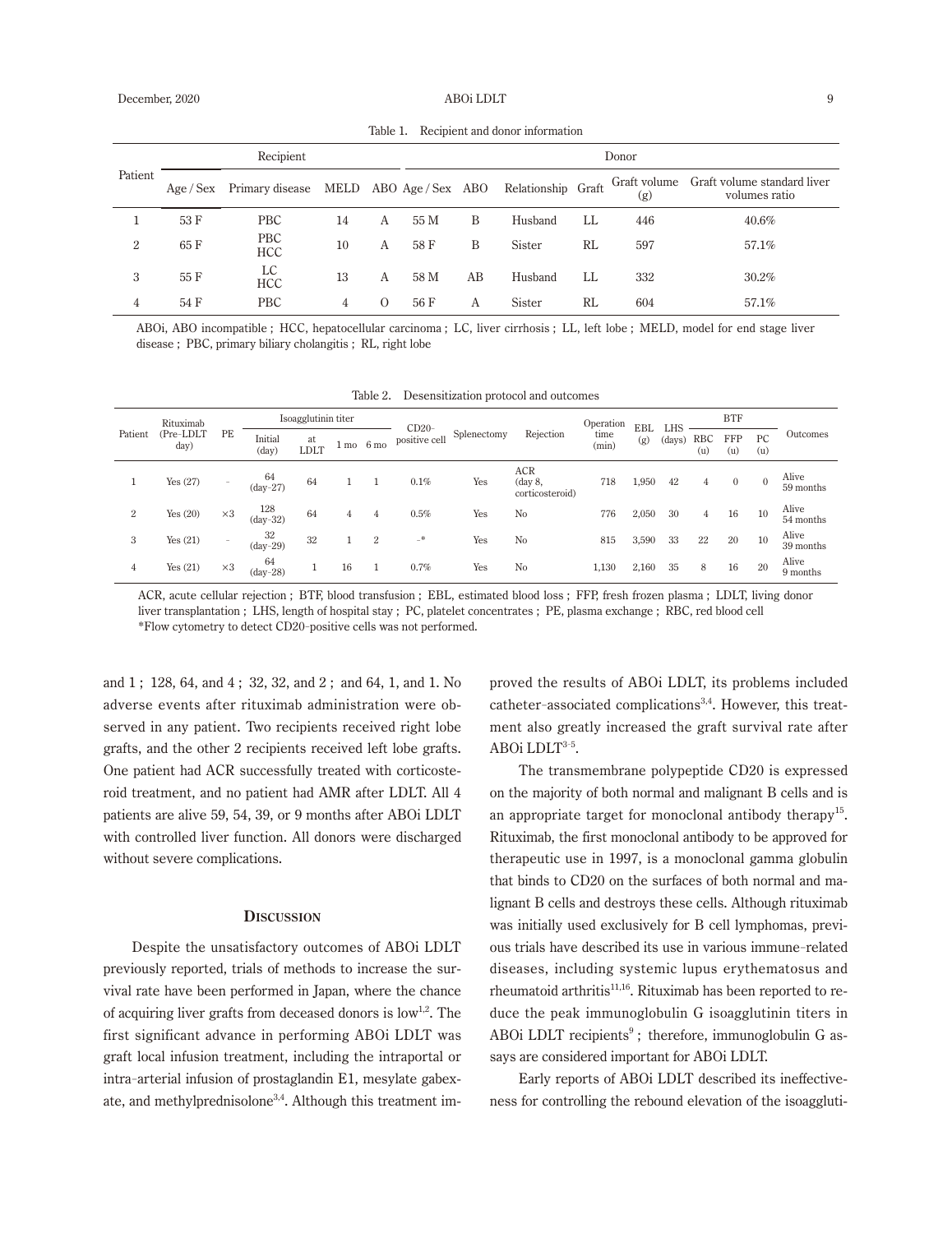Table 1. Recipient and donor information

| Patient | Recipient | | | | Donor | | | | | |
|---|---|---|---|---|---|---|---|---|---|---|
| | Age / Sex | Primary disease | MELD | ABO | Age / Sex | ABO | Relationship | Graft | Graft volume (g) | Graft volume standard liver volumes ratio |
| 1 | 53 F | PBC | 14 | A | 55 M | B | Husband | LL | 446 | 40.6% |
| 2 | 65 F | PBC HCC | 10 | A | 58 F | B | Sister | RL | 597 | 57.1% |
| 3 | 55 F | LC HCC | 13 | A | 58 M | AB | Husband | LL | 332 | 30.2% |
| 4 | 54 F | PBC | 4 | O | 56 F | A | Sister | RL | 604 | 57.1% |

ABOi, ABO incompatible ; HCC, hepatocellular carcinoma ; LC, liver cirrhosis ; LL, left lobe ; MELD, model for end stage liver disease ; PBC, primary biliary cholangitis ; RL, right lobe

Table 2. Desensitization protocol and outcomes

| Patient | Rituximab (Pre-LDLT day) | PE | Isoagglutinin titer | | | | CD20-positive cell | Splenectomy | Rejection | Operation time (min) | EBL (g) | LHS (days) | BTF | | | Outcomes |
|---|---|---|---|---|---|---|---|---|---|---|---|---|---|---|---|---|
| | | | Initial (day) | at LDLT | 1 mo | 6 mo | | | | | | | RBC (u) | FFP (u) | PC (u) | |
| 1 | Yes (27) | - | 64 (day-27) | 64 | 1 | 1 | 0.1% | Yes | ACR (day 8, corticosteroid) | 718 | 1,950 | 42 | 4 | 0 | 0 | Alive 59 months |
| 2 | Yes (20) | ×3 | 128 (day-32) | 64 | 4 | 4 | 0.5% | Yes | No | 776 | 2,050 | 30 | 4 | 16 | 10 | Alive 54 months |
| 3 | Yes (21) | - | 32 (day-29) | 32 | 1 | 2 | -* | Yes | No | 815 | 3,590 | 33 | 22 | 20 | 10 | Alive 39 months |
| 4 | Yes (21) | ×3 | 64 (day-28) | 1 | 16 | 1 | 0.7% | Yes | No | 1,130 | 2,160 | 35 | 8 | 16 | 20 | Alive 9 months |

ACR, acute cellular rejection ; BTF, blood transfusion ; EBL, estimated blood loss ; FFP, fresh frozen plasma ; LDLT, living donor liver transplantation ; LHS, length of hospital stay ; PC, platelet concentrates ; PE, plasma exchange ; RBC, red blood cell
*Flow cytometry to detect CD20-positive cells was not performed.

and 1 ; 128, 64, and 4 ; 32, 32, and 2 ; and 64, 1, and 1. No adverse events after rituximab administration were observed in any patient. Two recipients received right lobe grafts, and the other 2 recipients received left lobe grafts. One patient had ACR successfully treated with corticosteroid treatment, and no patient had AMR after LDLT. All 4 patients are alive 59, 54, 39, or 9 months after ABOi LDLT with controlled liver function. All donors were discharged without severe complications.

## Discussion

Despite the unsatisfactory outcomes of ABOi LDLT previously reported, trials of methods to increase the survival rate have been performed in Japan, where the chance of acquiring liver grafts from deceased donors is low[1,2]. The first significant advance in performing ABOi LDLT was graft local infusion treatment, including the intraportal or intra-arterial infusion of prostaglandin E1, mesylate gabexate, and methylprednisolone[3,4]. Although this treatment improved the results of ABOi LDLT, its problems included catheter-associated complications[3,4]. However, this treatment also greatly increased the graft survival rate after ABOi LDLT[3-5].

The transmembrane polypeptide CD20 is expressed on the majority of both normal and malignant B cells and is an appropriate target for monoclonal antibody therapy[15]. Rituximab, the first monoclonal antibody to be approved for therapeutic use in 1997, is a monoclonal gamma globulin that binds to CD20 on the surfaces of both normal and malignant B cells and destroys these cells. Although rituximab was initially used exclusively for B cell lymphomas, previous trials have described its use in various immune-related diseases, including systemic lupus erythematosus and rheumatoid arthritis[11,16]. Rituximab has been reported to reduce the peak immunoglobulin G isoagglutinin titers in ABOi LDLT recipients[9] ; therefore, immunoglobulin G assays are considered important for ABOi LDLT.

Early reports of ABOi LDLT described its ineffectiveness for controlling the rebound elevation of the isoaggluti-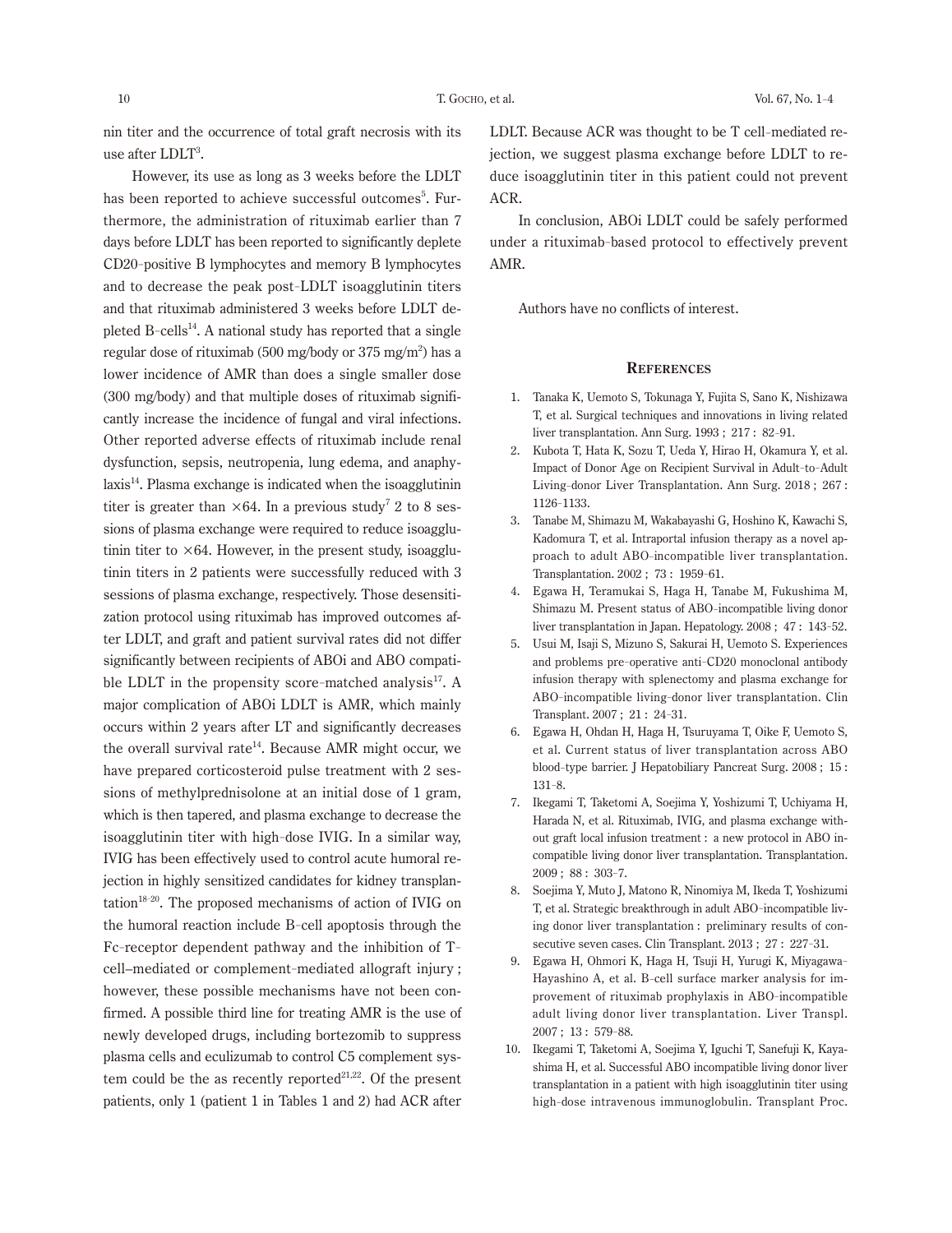nin titer and the occurrence of total graft necrosis with its use after LDLT[3].

However, its use as long as 3 weeks before the LDLT has been reported to achieve successful outcomes[5]. Furthermore, the administration of rituximab earlier than 7 days before LDLT has been reported to significantly deplete CD20-positive B lymphocytes and memory B lymphocytes and to decrease the peak post-LDLT isoagglutinin titers and that rituximab administered 3 weeks before LDLT depleted B-cells[14]. A national study has reported that a single regular dose of rituximab (500 mg/body or 375 mg/m$^2$) has a lower incidence of AMR than does a single smaller dose (300 mg/body) and that multiple doses of rituximab significantly increase the incidence of fungal and viral infections. Other reported adverse effects of rituximab include renal dysfunction, sepsis, neutropenia, lung edema, and anaphylaxis[14]. Plasma exchange is indicated when the isoagglutinin titer is greater than $\times 64$. In a previous study[7] 2 to 8 sessions of plasma exchange were required to reduce isoagglutinin titer to $\times 64$. However, in the present study, isoagglutinin titers in 2 patients were successfully reduced with 3 sessions of plasma exchange, respectively. Those desensitization protocol using rituximab has improved outcomes after LDLT, and graft and patient survival rates did not differ significantly between recipients of ABOi and ABO compatible LDLT in the propensity score-matched analysis[17]. A major complication of ABOi LDLT is AMR, which mainly occurs within 2 years after LT and significantly decreases the overall survival rate[14]. Because AMR might occur, we have prepared corticosteroid pulse treatment with 2 sessions of methylprednisolone at an initial dose of 1 gram, which is then tapered, and plasma exchange to decrease the isoagglutinin titer with high-dose IVIG. In a similar way, IVIG has been effectively used to control acute humoral rejection in highly sensitized candidates for kidney transplantation[18-20]. The proposed mechanisms of action of IVIG on the humoral reaction include B-cell apoptosis through the Fc-receptor dependent pathway and the inhibition of T-cell–mediated or complement-mediated allograft injury; however, these possible mechanisms have not been confirmed. A possible third line for treating AMR is the use of newly developed drugs, including bortezomib to suppress plasma cells and eculizumab to control C5 complement system could be the as recently reported[21,22]. Of the present patients, only 1 (patient 1 in Tables 1 and 2) had ACR after LDLT. Because ACR was thought to be T cell-mediated rejection, we suggest plasma exchange before LDLT to reduce isoagglutinin titer in this patient could not prevent ACR.

In conclusion, ABOi LDLT could be safely performed under a rituximab-based protocol to effectively prevent AMR.

Authors have no conflicts of interest.

## References

1. Tanaka K, Uemoto S, Tokunaga Y, Fujita S, Sano K, Nishizawa T, et al. Surgical techniques and innovations in living related liver transplantation. Ann Surg. 1993; 217: 82-91.
2. Kubota T, Hata K, Sozu T, Ueda Y, Hirao H, Okamura Y, et al. Impact of Donor Age on Recipient Survival in Adult-to-Adult Living-donor Liver Transplantation. Ann Surg. 2018; 267: 1126-1133.
3. Tanabe M, Shimazu M, Wakabayashi G, Hoshino K, Kawachi S, Kadomura T, et al. Intraportal infusion therapy as a novel approach to adult ABO-incompatible liver transplantation. Transplantation. 2002; 73: 1959-61.
4. Egawa H, Teramukai S, Haga H, Tanabe M, Fukushima M, Shimazu M. Present status of ABO-incompatible living donor liver transplantation in Japan. Hepatology. 2008; 47: 143-52.
5. Usui M, Isaji S, Mizuno S, Sakurai H, Uemoto S. Experiences and problems pre-operative anti-CD20 monoclonal antibody infusion therapy with splenectomy and plasma exchange for ABO-incompatible living-donor liver transplantation. Clin Transplant. 2007; 21: 24-31.
6. Egawa H, Ohdan H, Haga H, Tsuruyama T, Oike F, Uemoto S, et al. Current status of liver transplantation across ABO blood-type barrier. J Hepatobiliary Pancreat Surg. 2008; 15: 131-8.
7. Ikegami T, Taketomi A, Soejima Y, Yoshizumi T, Uchiyama H, Harada N, et al. Rituximab, IVIG, and plasma exchange without graft local infusion treatment: a new protocol in ABO incompatible living donor liver transplantation. Transplantation. 2009; 88: 303-7.
8. Soejima Y, Muto J, Matono R, Ninomiya M, Ikeda T, Yoshizumi T, et al. Strategic breakthrough in adult ABO-incompatible living donor liver transplantation: preliminary results of consecutive seven cases. Clin Transplant. 2013; 27: 227-31.
9. Egawa H, Ohmori K, Haga H, Tsuji H, Yurugi K, Miyagawa-Hayashino A, et al. B-cell surface marker analysis for improvement of rituximab prophylaxis in ABO-incompatible adult living donor liver transplantation. Liver Transpl. 2007; 13: 579-88.
10. Ikegami T, Taketomi A, Soejima Y, Iguchi T, Sanefuji K, Kayashima H, et al. Successful ABO incompatible living donor liver transplantation in a patient with high isoagglutinin titer using high-dose intravenous immunoglobulin. Transplant Proc.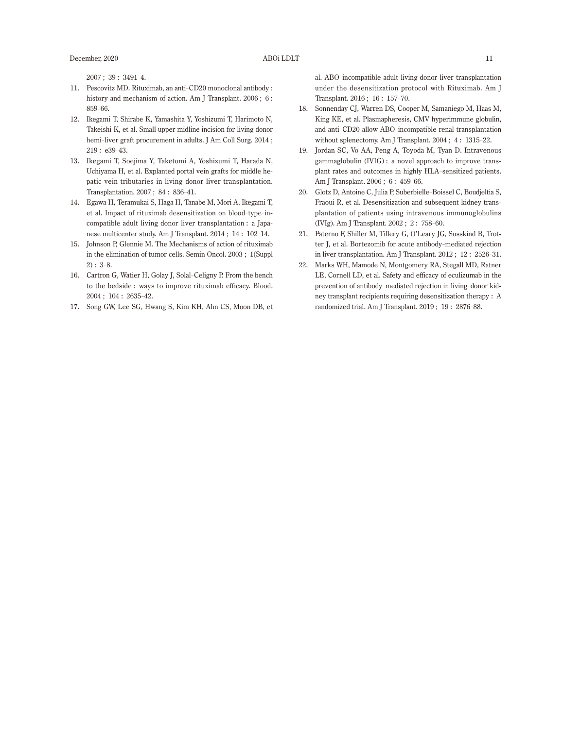2007 ; 39 : 3491-4.

11. Pescovitz MD. Rituximab, an anti-CD20 monoclonal antibody : history and mechanism of action. Am J Transplant. 2006 ; 6 : 859-66.
12. Ikegami T, Shirabe K, Yamashita Y, Yoshizumi T, Harimoto N, Takeishi K, et al. Small upper midline incision for living donor hemi-liver graft procurement in adults. J Am Coll Surg. 2014 ; 219 : e39-43.
13. Ikegami T, Soejima Y, Taketomi A, Yoshizumi T, Harada N, Uchiyama H, et al. Explanted portal vein grafts for middle hepatic vein tributaries in living-donor liver transplantation. Transplantation. 2007 ; 84 : 836-41.
14. Egawa H, Teramukai S, Haga H, Tanabe M, Mori A, Ikegami T, et al. Impact of rituximab desensitization on blood-type-incompatible adult living donor liver transplantation : a Japanese multicenter study. Am J Transplant. 2014 ; 14 : 102-14.
15. Johnson P, Glennie M. The Mechanisms of action of rituximab in the elimination of tumor cells. Semin Oncol. 2003 ; 1(Suppl 2) : 3-8.
16. Cartron G, Watier H, Golay J, Solal-Celigny P. From the bench to the bedside : ways to improve rituximab efficacy. Blood. 2004 ; 104 : 2635-42.
17. Song GW, Lee SG, Hwang S, Kim KH, Ahn CS, Moon DB, et al. ABO-incompatible adult living donor liver transplantation under the desensitization protocol with Rituximab. Am J Transplant. 2016 ; 16 : 157-70.
18. Sonnenday CJ, Warren DS, Cooper M, Samaniego M, Haas M, King KE, et al. Plasmapheresis, CMV hyperimmune globulin, and anti-CD20 allow ABO-incompatible renal transplantation without splenectomy. Am J Transplant. 2004 ; 4 : 1315-22.
19. Jordan SC, Vo AA, Peng A, Toyoda M, Tyan D. Intravenous gammaglobulin (IVIG) : a novel approach to improve transplant rates and outcomes in highly HLA-sensitized patients. Am J Transplant. 2006 ; 6 : 459-66.
20. Glotz D, Antoine C, Julia P, Suberbielle-Boissel C, Boudjeltia S, Fraoui R, et al. Desensitization and subsequent kidney transplantation of patients using intravenous immunoglobulins (IVIg). Am J Transplant. 2002 ; 2 : 758-60.
21. Paterno F, Shiller M, Tillery G, O'Leary JG, Susskind B, Trotter J, et al. Bortezomib for acute antibody-mediated rejection in liver transplantation. Am J Transplant. 2012 ; 12 : 2526-31.
22. Marks WH, Mamode N, Montgomery RA, Stegall MD, Ratner LE, Cornell LD, et al. Safety and efficacy of eculizumab in the prevention of antibody-mediated rejection in living-donor kidney transplant recipients requiring desensitization therapy : A randomized trial. Am J Transplant. 2019 ; 19 : 2876-88.